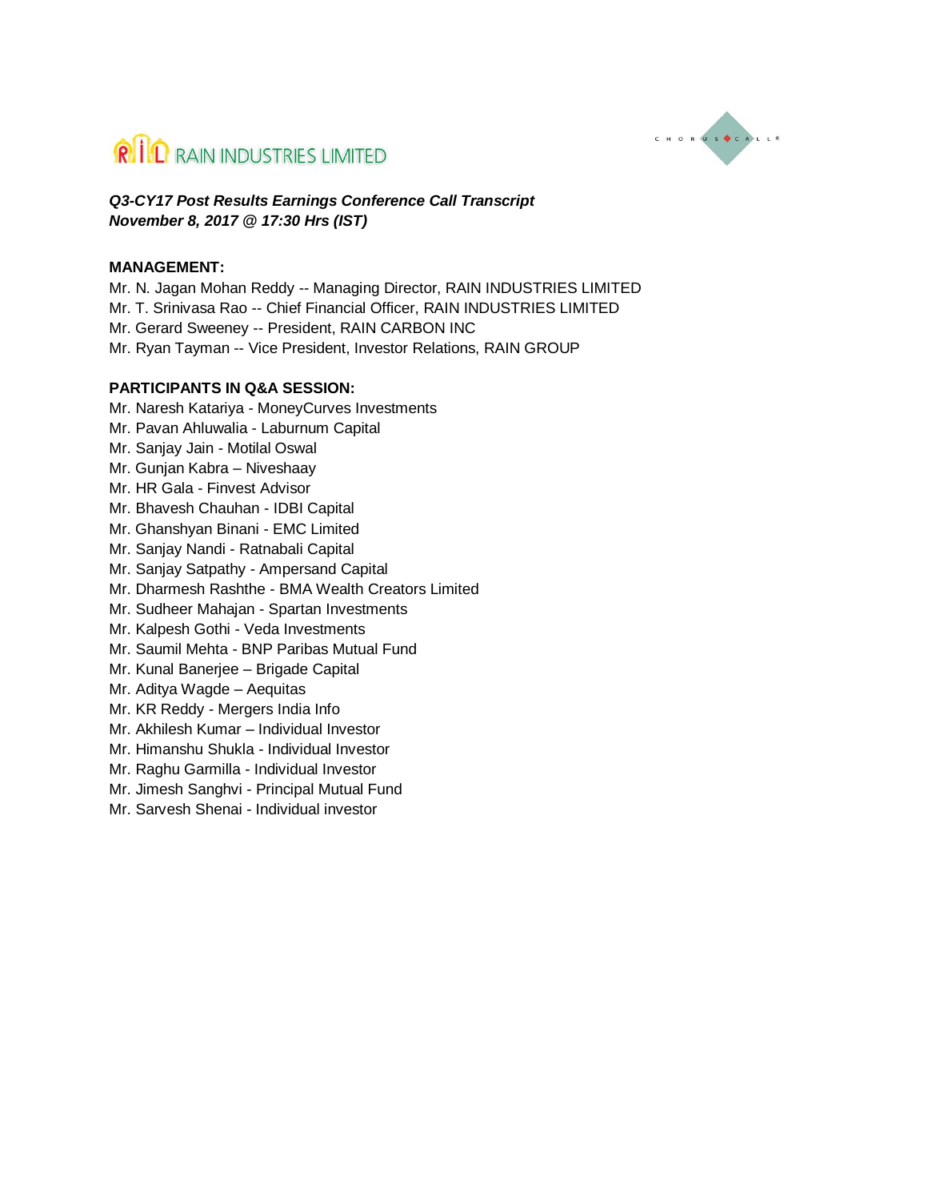RAIN INDUSTRIES LIMITED

CHORUS CALL®

***Q3-CY17 Post Results Earnings Conference Call Transcript***
***November 8, 2017 @ 17:30 Hrs (IST)***

**MANAGEMENT:**

Mr. N. Jagan Mohan Reddy -- Managing Director, RAIN INDUSTRIES LIMITED
Mr. T. Srinivasa Rao -- Chief Financial Officer, RAIN INDUSTRIES LIMITED
Mr. Gerard Sweeney -- President, RAIN CARBON INC
Mr. Ryan Tayman -- Vice President, Investor Relations, RAIN GROUP

**PARTICIPANTS IN Q&A SESSION:**

Mr. Naresh Katariya - MoneyCurves Investments
Mr. Pavan Ahluwalia - Laburnum Capital
Mr. Sanjay Jain - Motilal Oswal
Mr. Gunjan Kabra – Niveshaay
Mr. HR Gala - Finvest Advisor
Mr. Bhavesh Chauhan - IDBI Capital
Mr. Ghanshyan Binani - EMC Limited
Mr. Sanjay Nandi - Ratnabali Capital
Mr. Sanjay Satpathy - Ampersand Capital
Mr. Dharmesh Rashthe - BMA Wealth Creators Limited
Mr. Sudheer Mahajan - Spartan Investments
Mr. Kalpesh Gothi - Veda Investments
Mr. Saumil Mehta - BNP Paribas Mutual Fund
Mr. Kunal Banerjee – Brigade Capital
Mr. Aditya Wagde – Aequitas
Mr. KR Reddy - Mergers India Info
Mr. Akhilesh Kumar – Individual Investor
Mr. Himanshu Shukla - Individual Investor
Mr. Raghu Garmilla - Individual Investor
Mr. Jimesh Sanghvi - Principal Mutual Fund
Mr. Sarvesh Shenai - Individual investor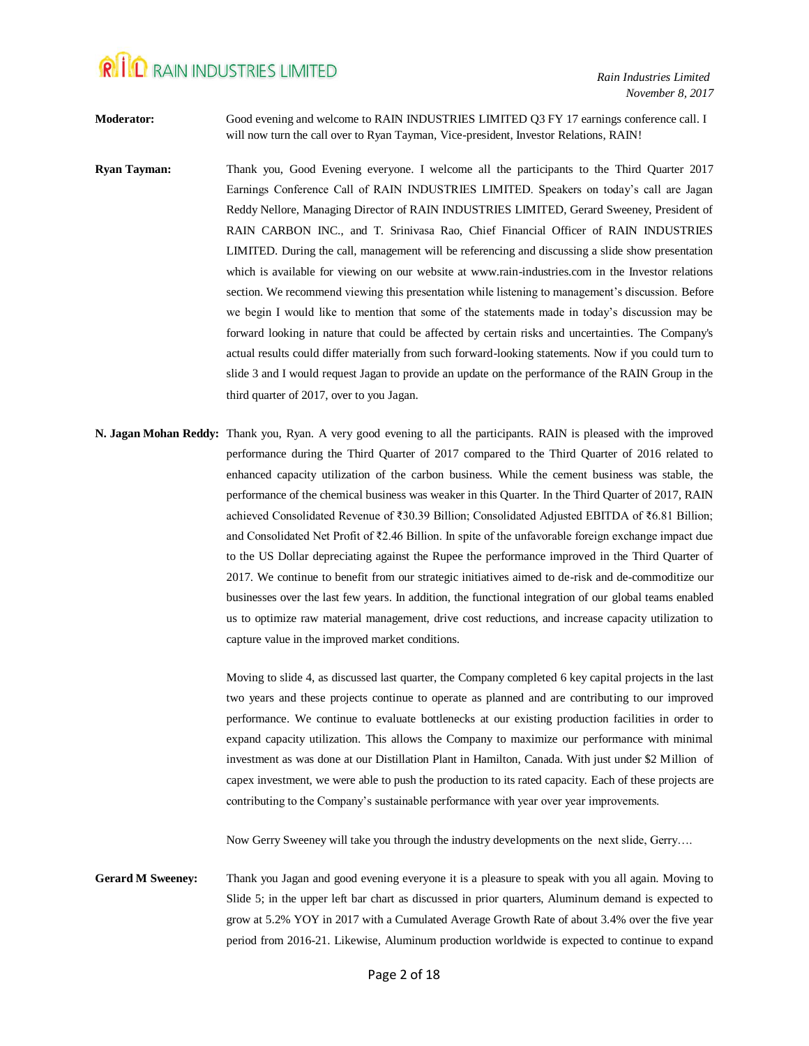**Moderator:** Good evening and welcome to RAIN INDUSTRIES LIMITED Q3 FY 17 earnings conference call. I will now turn the call over to Ryan Tayman, Vice-president, Investor Relations, RAIN!

**Ryan Tayman:** Thank you, Good Evening everyone. I welcome all the participants to the Third Quarter 2017 Earnings Conference Call of RAIN INDUSTRIES LIMITED. Speakers on today's call are Jagan Reddy Nellore, Managing Director of RAIN INDUSTRIES LIMITED, Gerard Sweeney, President of RAIN CARBON INC., and T. Srinivasa Rao, Chief Financial Officer of RAIN INDUSTRIES LIMITED. During the call, management will be referencing and discussing a slide show presentation which is available for viewing on our website at www.rain-industries.com in the Investor relations section. We recommend viewing this presentation while listening to management's discussion. Before we begin I would like to mention that some of the statements made in today's discussion may be forward looking in nature that could be affected by certain risks and uncertainties. The Company's actual results could differ materially from such forward-looking statements. Now if you could turn to slide 3 and I would request Jagan to provide an update on the performance of the RAIN Group in the third quarter of 2017, over to you Jagan.

**N. Jagan Mohan Reddy:** Thank you, Ryan. A very good evening to all the participants. RAIN is pleased with the improved performance during the Third Quarter of 2017 compared to the Third Quarter of 2016 related to enhanced capacity utilization of the carbon business. While the cement business was stable, the performance of the chemical business was weaker in this Quarter. In the Third Quarter of 2017, RAIN achieved Consolidated Revenue of ₹30.39 Billion; Consolidated Adjusted EBITDA of ₹6.81 Billion; and Consolidated Net Profit of ₹2.46 Billion. In spite of the unfavorable foreign exchange impact due to the US Dollar depreciating against the Rupee the performance improved in the Third Quarter of 2017. We continue to benefit from our strategic initiatives aimed to de-risk and de-commoditize our businesses over the last few years. In addition, the functional integration of our global teams enabled us to optimize raw material management, drive cost reductions, and increase capacity utilization to capture value in the improved market conditions.

Moving to slide 4, as discussed last quarter, the Company completed 6 key capital projects in the last two years and these projects continue to operate as planned and are contributing to our improved performance. We continue to evaluate bottlenecks at our existing production facilities in order to expand capacity utilization. This allows the Company to maximize our performance with minimal investment as was done at our Distillation Plant in Hamilton, Canada. With just under $2 Million of capex investment, we were able to push the production to its rated capacity. Each of these projects are contributing to the Company's sustainable performance with year over year improvements.

Now Gerry Sweeney will take you through the industry developments on the next slide, Gerry….

**Gerard M Sweeney:** Thank you Jagan and good evening everyone it is a pleasure to speak with you all again. Moving to Slide 5; in the upper left bar chart as discussed in prior quarters, Aluminum demand is expected to grow at 5.2% YOY in 2017 with a Cumulated Average Growth Rate of about 3.4% over the five year period from 2016-21. Likewise, Aluminum production worldwide is expected to continue to expand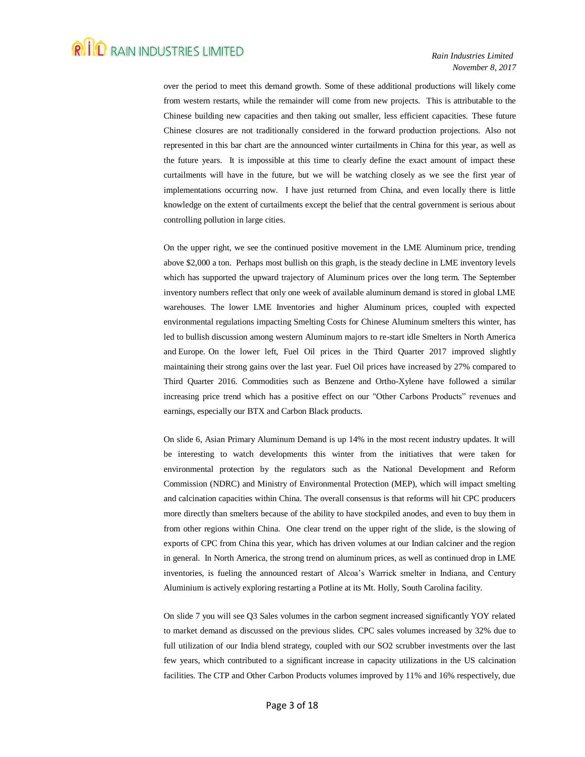over the period to meet this demand growth. Some of these additional productions will likely come from western restarts, while the remainder will come from new projects. This is attributable to the Chinese building new capacities and then taking out smaller, less efficient capacities. These future Chinese closures are not traditionally considered in the forward production projections. Also not represented in this bar chart are the announced winter curtailments in China for this year, as well as the future years. It is impossible at this time to clearly define the exact amount of impact these curtailments will have in the future, but we will be watching closely as we see the first year of implementations occurring now. I have just returned from China, and even locally there is little knowledge on the extent of curtailments except the belief that the central government is serious about controlling pollution in large cities.

On the upper right, we see the continued positive movement in the LME Aluminum price, trending above $2,000 a ton. Perhaps most bullish on this graph, is the steady decline in LME inventory levels which has supported the upward trajectory of Aluminum prices over the long term. The September inventory numbers reflect that only one week of available aluminum demand is stored in global LME warehouses. The lower LME Inventories and higher Aluminum prices, coupled with expected environmental regulations impacting Smelting Costs for Chinese Aluminum smelters this winter, has led to bullish discussion among western Aluminum majors to re-start idle Smelters in North America and Europe. On the lower left, Fuel Oil prices in the Third Quarter 2017 improved slightly maintaining their strong gains over the last year. Fuel Oil prices have increased by 27% compared to Third Quarter 2016. Commodities such as Benzene and Ortho-Xylene have followed a similar increasing price trend which has a positive effect on our "Other Carbons Products" revenues and earnings, especially our BTX and Carbon Black products.

On slide 6, Asian Primary Aluminum Demand is up 14% in the most recent industry updates. It will be interesting to watch developments this winter from the initiatives that were taken for environmental protection by the regulators such as the National Development and Reform Commission (NDRC) and Ministry of Environmental Protection (MEP), which will impact smelting and calcination capacities within China. The overall consensus is that reforms will hit CPC producers more directly than smelters because of the ability to have stockpiled anodes, and even to buy them in from other regions within China. One clear trend on the upper right of the slide, is the slowing of exports of CPC from China this year, which has driven volumes at our Indian calciner and the region in general. In North America, the strong trend on aluminum prices, as well as continued drop in LME inventories, is fueling the announced restart of Alcoa's Warrick smelter in Indiana, and Century Aluminium is actively exploring restarting a Potline at its Mt. Holly, South Carolina facility.

On slide 7 you will see Q3 Sales volumes in the carbon segment increased significantly YOY related to market demand as discussed on the previous slides. CPC sales volumes increased by 32% due to full utilization of our India blend strategy, coupled with our SO2 scrubber investments over the last few years, which contributed to a significant increase in capacity utilizations in the US calcination facilities. The CTP and Other Carbon Products volumes improved by 11% and 16% respectively, due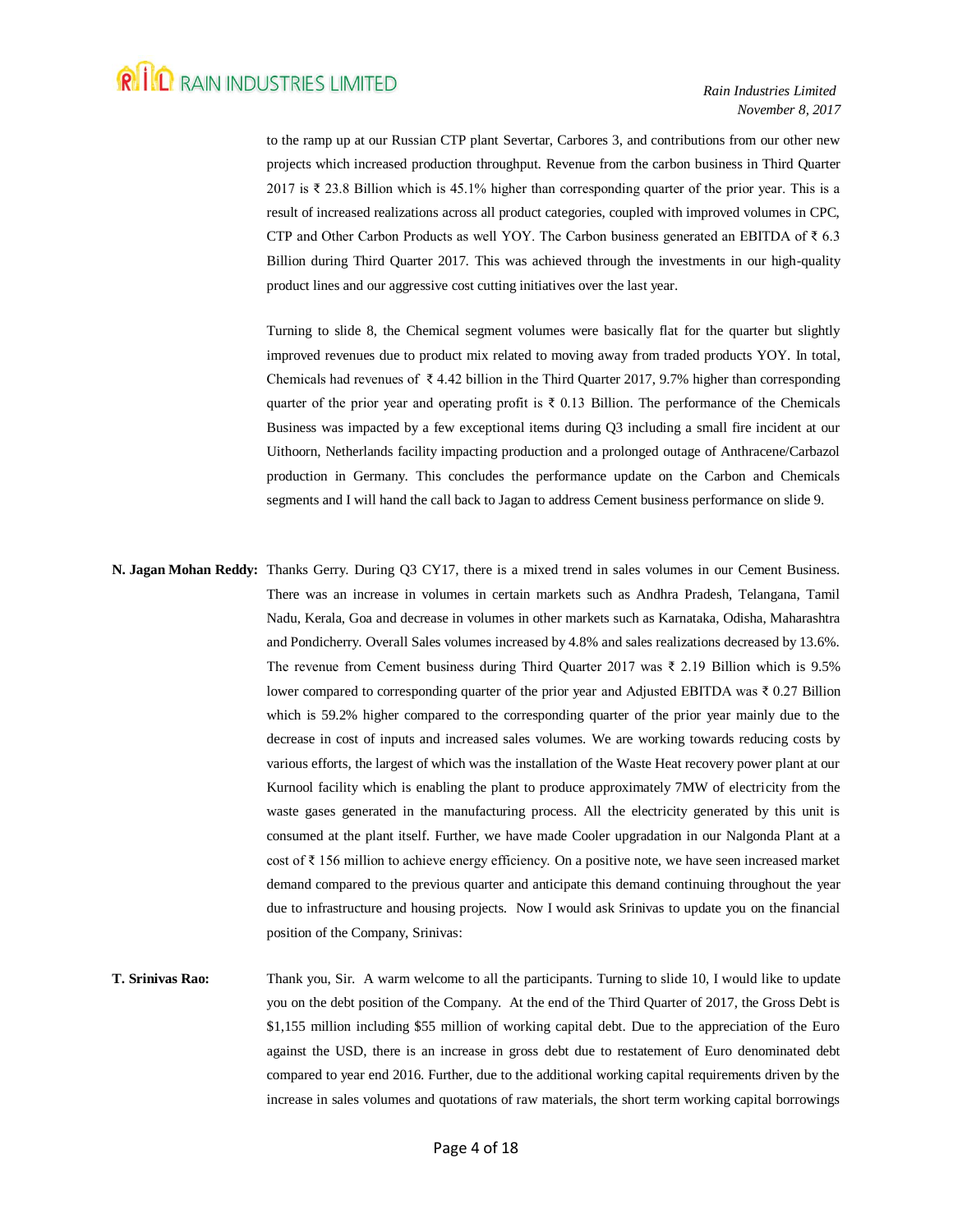to the ramp up at our Russian CTP plant Severtar, Carbores 3, and contributions from our other new projects which increased production throughput. Revenue from the carbon business in Third Quarter 2017 is ₹ 23.8 Billion which is 45.1% higher than corresponding quarter of the prior year. This is a result of increased realizations across all product categories, coupled with improved volumes in CPC, CTP and Other Carbon Products as well YOY. The Carbon business generated an EBITDA of ₹ 6.3 Billion during Third Quarter 2017. This was achieved through the investments in our high-quality product lines and our aggressive cost cutting initiatives over the last year.

Turning to slide 8, the Chemical segment volumes were basically flat for the quarter but slightly improved revenues due to product mix related to moving away from traded products YOY. In total, Chemicals had revenues of ₹ 4.42 billion in the Third Quarter 2017, 9.7% higher than corresponding quarter of the prior year and operating profit is ₹ 0.13 Billion. The performance of the Chemicals Business was impacted by a few exceptional items during Q3 including a small fire incident at our Uithoorn, Netherlands facility impacting production and a prolonged outage of Anthracene/Carbazol production in Germany. This concludes the performance update on the Carbon and Chemicals segments and I will hand the call back to Jagan to address Cement business performance on slide 9.

**N. Jagan Mohan Reddy:** Thanks Gerry. During Q3 CY17, there is a mixed trend in sales volumes in our Cement Business. There was an increase in volumes in certain markets such as Andhra Pradesh, Telangana, Tamil Nadu, Kerala, Goa and decrease in volumes in other markets such as Karnataka, Odisha, Maharashtra and Pondicherry. Overall Sales volumes increased by 4.8% and sales realizations decreased by 13.6%. The revenue from Cement business during Third Quarter 2017 was ₹ 2.19 Billion which is 9.5% lower compared to corresponding quarter of the prior year and Adjusted EBITDA was ₹ 0.27 Billion which is 59.2% higher compared to the corresponding quarter of the prior year mainly due to the decrease in cost of inputs and increased sales volumes. We are working towards reducing costs by various efforts, the largest of which was the installation of the Waste Heat recovery power plant at our Kurnool facility which is enabling the plant to produce approximately 7MW of electricity from the waste gases generated in the manufacturing process. All the electricity generated by this unit is consumed at the plant itself. Further, we have made Cooler upgradation in our Nalgonda Plant at a cost of ₹ 156 million to achieve energy efficiency. On a positive note, we have seen increased market demand compared to the previous quarter and anticipate this demand continuing throughout the year due to infrastructure and housing projects. Now I would ask Srinivas to update you on the financial position of the Company, Srinivas:

**T. Srinivas Rao:** Thank you, Sir. A warm welcome to all the participants. Turning to slide 10, I would like to update you on the debt position of the Company. At the end of the Third Quarter of 2017, the Gross Debt is $1,155 million including $55 million of working capital debt. Due to the appreciation of the Euro against the USD, there is an increase in gross debt due to restatement of Euro denominated debt compared to year end 2016. Further, due to the additional working capital requirements driven by the increase in sales volumes and quotations of raw materials, the short term working capital borrowings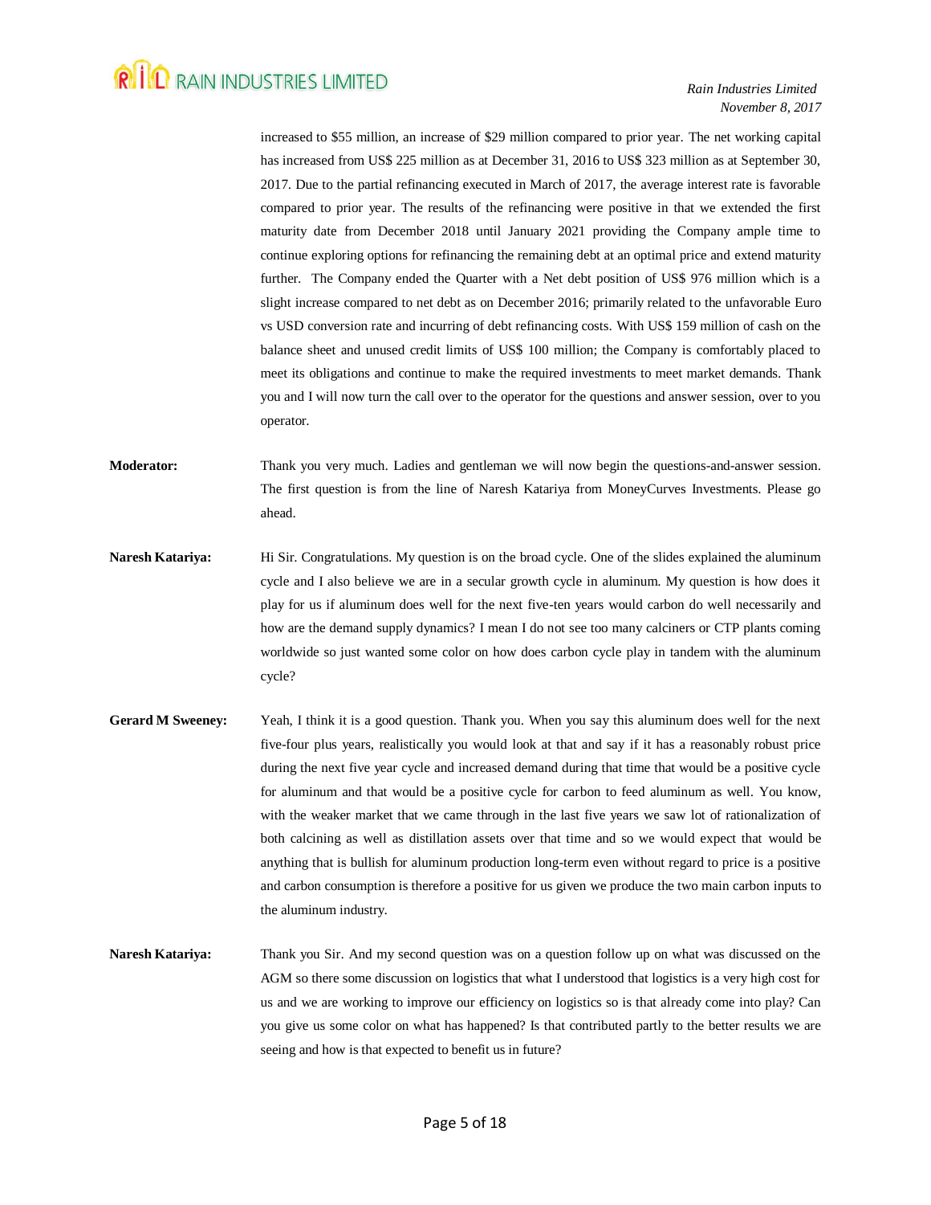increased to $55 million, an increase of $29 million compared to prior year. The net working capital has increased from US$ 225 million as at December 31, 2016 to US$ 323 million as at September 30, 2017. Due to the partial refinancing executed in March of 2017, the average interest rate is favorable compared to prior year. The results of the refinancing were positive in that we extended the first maturity date from December 2018 until January 2021 providing the Company ample time to continue exploring options for refinancing the remaining debt at an optimal price and extend maturity further. The Company ended the Quarter with a Net debt position of US$ 976 million which is a slight increase compared to net debt as on December 2016; primarily related to the unfavorable Euro vs USD conversion rate and incurring of debt refinancing costs. With US$ 159 million of cash on the balance sheet and unused credit limits of US$ 100 million; the Company is comfortably placed to meet its obligations and continue to make the required investments to meet market demands. Thank you and I will now turn the call over to the operator for the questions and answer session, over to you operator.

**Moderator:** Thank you very much. Ladies and gentleman we will now begin the questions-and-answer session. The first question is from the line of Naresh Katariya from MoneyCurves Investments. Please go ahead.

**Naresh Katariya:** Hi Sir. Congratulations. My question is on the broad cycle. One of the slides explained the aluminum cycle and I also believe we are in a secular growth cycle in aluminum. My question is how does it play for us if aluminum does well for the next five-ten years would carbon do well necessarily and how are the demand supply dynamics? I mean I do not see too many calciners or CTP plants coming worldwide so just wanted some color on how does carbon cycle play in tandem with the aluminum cycle?

**Gerard M Sweeney:** Yeah, I think it is a good question. Thank you. When you say this aluminum does well for the next five-four plus years, realistically you would look at that and say if it has a reasonably robust price during the next five year cycle and increased demand during that time that would be a positive cycle for aluminum and that would be a positive cycle for carbon to feed aluminum as well. You know, with the weaker market that we came through in the last five years we saw lot of rationalization of both calcining as well as distillation assets over that time and so we would expect that would be anything that is bullish for aluminum production long-term even without regard to price is a positive and carbon consumption is therefore a positive for us given we produce the two main carbon inputs to the aluminum industry.

**Naresh Katariya:** Thank you Sir. And my second question was on a question follow up on what was discussed on the AGM so there some discussion on logistics that what I understood that logistics is a very high cost for us and we are working to improve our efficiency on logistics so is that already come into play? Can you give us some color on what has happened? Is that contributed partly to the better results we are seeing and how is that expected to benefit us in future?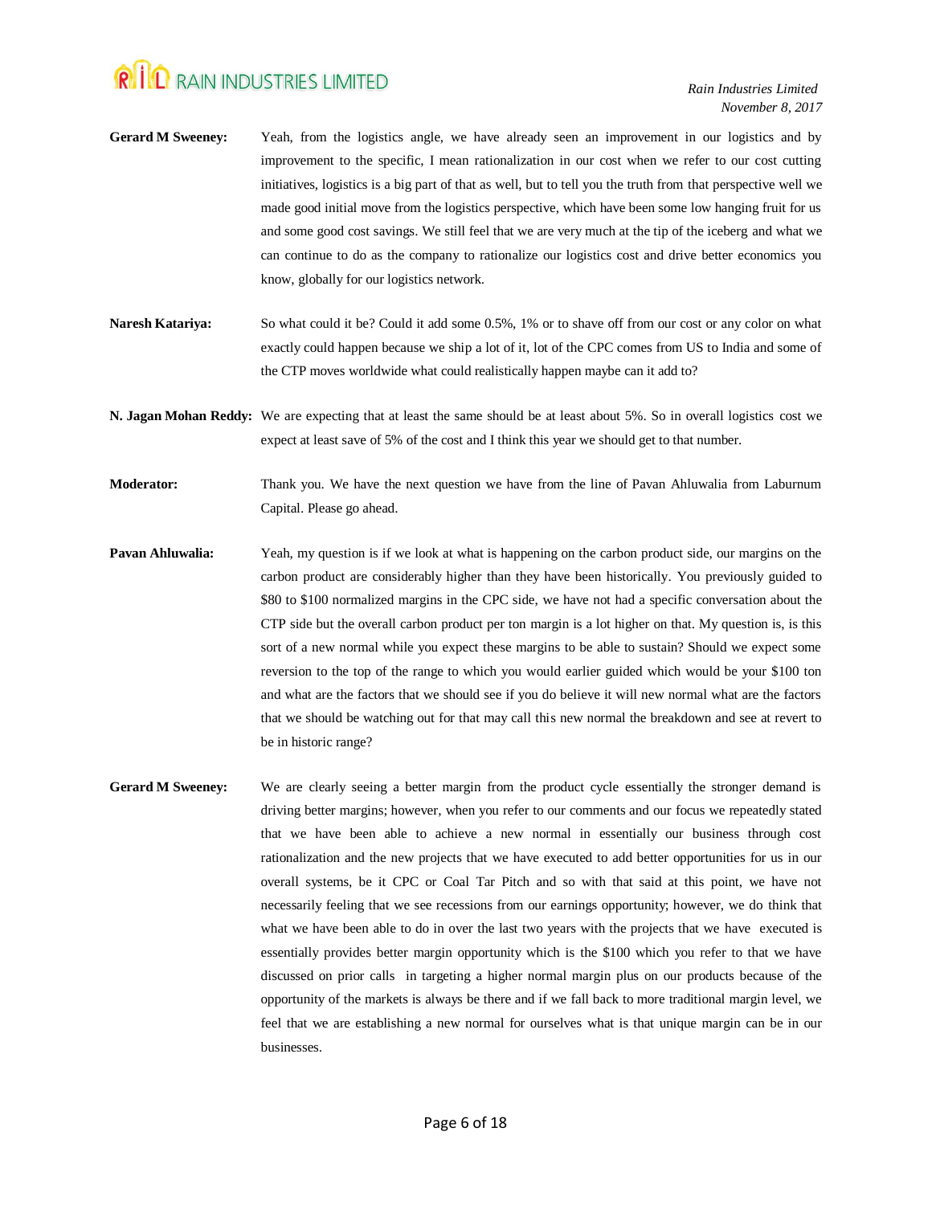**Gerard M Sweeney:** Yeah, from the logistics angle, we have already seen an improvement in our logistics and by improvement to the specific, I mean rationalization in our cost when we refer to our cost cutting initiatives, logistics is a big part of that as well, but to tell you the truth from that perspective well we made good initial move from the logistics perspective, which have been some low hanging fruit for us and some good cost savings. We still feel that we are very much at the tip of the iceberg and what we can continue to do as the company to rationalize our logistics cost and drive better economics you know, globally for our logistics network.

**Naresh Katariya:** So what could it be? Could it add some 0.5%, 1% or to shave off from our cost or any color on what exactly could happen because we ship a lot of it, lot of the CPC comes from US to India and some of the CTP moves worldwide what could realistically happen maybe can it add to?

**N. Jagan Mohan Reddy:** We are expecting that at least the same should be at least about 5%. So in overall logistics cost we expect at least save of 5% of the cost and I think this year we should get to that number.

**Moderator:** Thank you. We have the next question we have from the line of Pavan Ahluwalia from Laburnum Capital. Please go ahead.

**Pavan Ahluwalia:** Yeah, my question is if we look at what is happening on the carbon product side, our margins on the carbon product are considerably higher than they have been historically. You previously guided to \$80 to \$100 normalized margins in the CPC side, we have not had a specific conversation about the CTP side but the overall carbon product per ton margin is a lot higher on that. My question is, is this sort of a new normal while you expect these margins to be able to sustain? Should we expect some reversion to the top of the range to which you would earlier guided which would be your \$100 ton and what are the factors that we should see if you do believe it will new normal what are the factors that we should be watching out for that may call this new normal the breakdown and see at revert to be in historic range?

**Gerard M Sweeney:** We are clearly seeing a better margin from the product cycle essentially the stronger demand is driving better margins; however, when you refer to our comments and our focus we repeatedly stated that we have been able to achieve a new normal in essentially our business through cost rationalization and the new projects that we have executed to add better opportunities for us in our overall systems, be it CPC or Coal Tar Pitch and so with that said at this point, we have not necessarily feeling that we see recessions from our earnings opportunity; however, we do think that what we have been able to do in over the last two years with the projects that we have executed is essentially provides better margin opportunity which is the \$100 which you refer to that we have discussed on prior calls in targeting a higher normal margin plus on our products because of the opportunity of the markets is always be there and if we fall back to more traditional margin level, we feel that we are establishing a new normal for ourselves what is that unique margin can be in our businesses.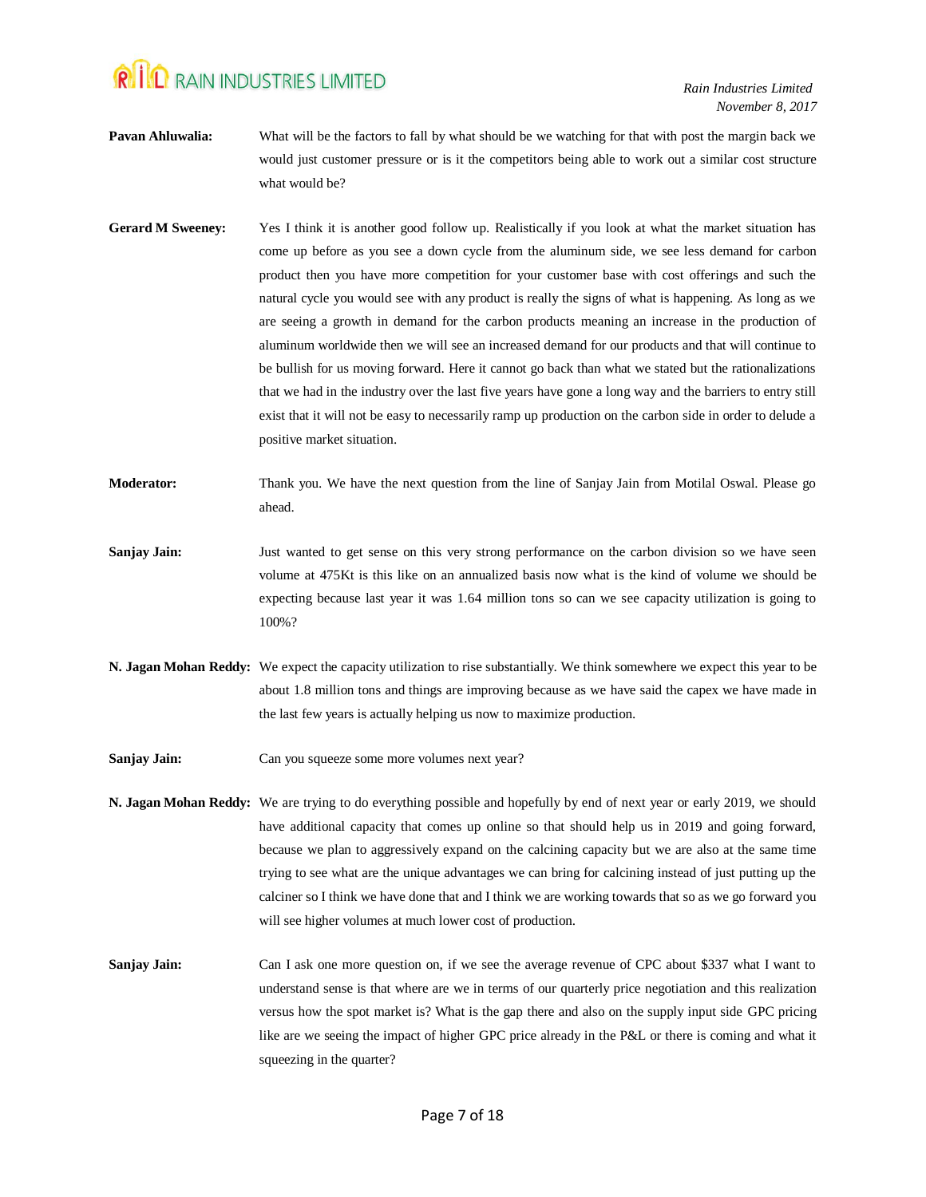**Pavan Ahluwalia:** What will be the factors to fall by what should be we watching for that with post the margin back we would just customer pressure or is it the competitors being able to work out a similar cost structure what would be?

**Gerard M Sweeney:** Yes I think it is another good follow up. Realistically if you look at what the market situation has come up before as you see a down cycle from the aluminum side, we see less demand for carbon product then you have more competition for your customer base with cost offerings and such the natural cycle you would see with any product is really the signs of what is happening. As long as we are seeing a growth in demand for the carbon products meaning an increase in the production of aluminum worldwide then we will see an increased demand for our products and that will continue to be bullish for us moving forward. Here it cannot go back than what we stated but the rationalizations that we had in the industry over the last five years have gone a long way and the barriers to entry still exist that it will not be easy to necessarily ramp up production on the carbon side in order to delude a positive market situation.

**Moderator:** Thank you. We have the next question from the line of Sanjay Jain from Motilal Oswal. Please go ahead.

**Sanjay Jain:** Just wanted to get sense on this very strong performance on the carbon division so we have seen volume at 475Kt is this like on an annualized basis now what is the kind of volume we should be expecting because last year it was 1.64 million tons so can we see capacity utilization is going to 100%?

**N. Jagan Mohan Reddy:** We expect the capacity utilization to rise substantially. We think somewhere we expect this year to be about 1.8 million tons and things are improving because as we have said the capex we have made in the last few years is actually helping us now to maximize production.

**Sanjay Jain:** Can you squeeze some more volumes next year?

**N. Jagan Mohan Reddy:** We are trying to do everything possible and hopefully by end of next year or early 2019, we should have additional capacity that comes up online so that should help us in 2019 and going forward, because we plan to aggressively expand on the calcining capacity but we are also at the same time trying to see what are the unique advantages we can bring for calcining instead of just putting up the calciner so I think we have done that and I think we are working towards that so as we go forward you will see higher volumes at much lower cost of production.

**Sanjay Jain:** Can I ask one more question on, if we see the average revenue of CPC about $337 what I want to understand sense is that where are we in terms of our quarterly price negotiation and this realization versus how the spot market is? What is the gap there and also on the supply input side GPC pricing like are we seeing the impact of higher GPC price already in the P&L or there is coming and what it squeezing in the quarter?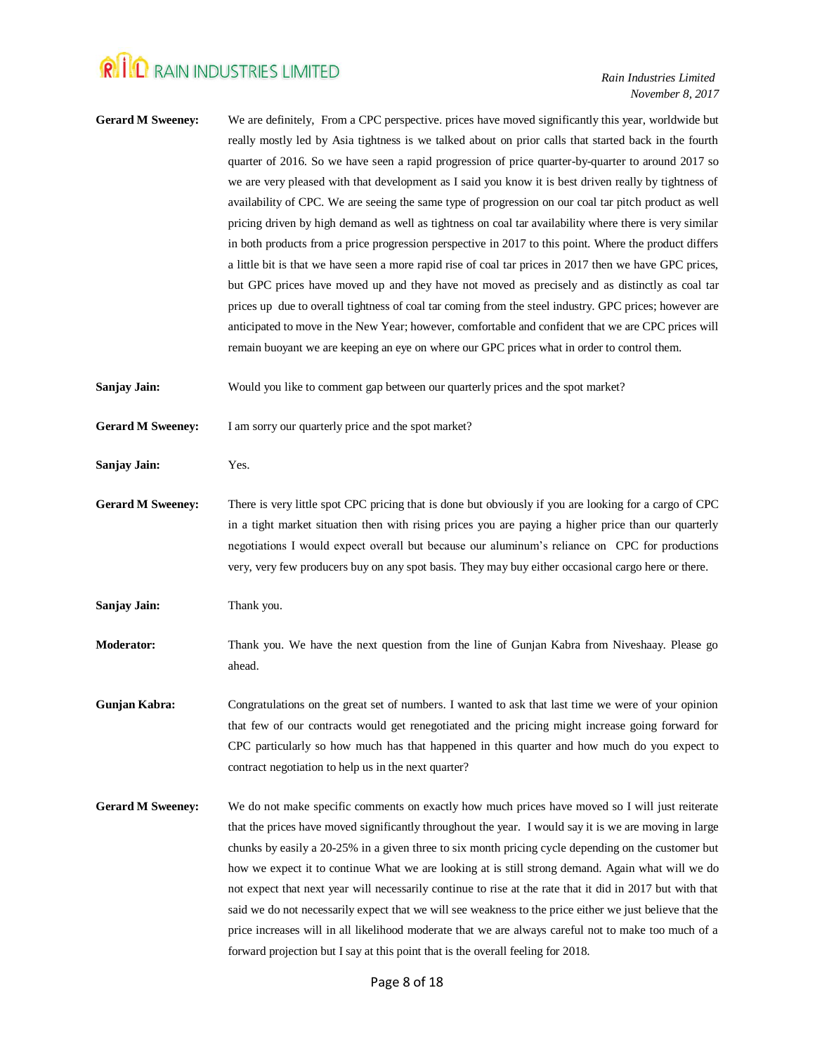**Gerard M Sweeney:** We are definitely, From a CPC perspective. prices have moved significantly this year, worldwide but really mostly led by Asia tightness is we talked about on prior calls that started back in the fourth quarter of 2016. So we have seen a rapid progression of price quarter-by-quarter to around 2017 so we are very pleased with that development as I said you know it is best driven really by tightness of availability of CPC. We are seeing the same type of progression on our coal tar pitch product as well pricing driven by high demand as well as tightness on coal tar availability where there is very similar in both products from a price progression perspective in 2017 to this point. Where the product differs a little bit is that we have seen a more rapid rise of coal tar prices in 2017 then we have GPC prices, but GPC prices have moved up and they have not moved as precisely and as distinctly as coal tar prices up due to overall tightness of coal tar coming from the steel industry. GPC prices; however are anticipated to move in the New Year; however, comfortable and confident that we are CPC prices will remain buoyant we are keeping an eye on where our GPC prices what in order to control them.

**Sanjay Jain:** Would you like to comment gap between our quarterly prices and the spot market?

**Gerard M Sweeney:** I am sorry our quarterly price and the spot market?

**Sanjay Jain:** Yes.

**Gerard M Sweeney:** There is very little spot CPC pricing that is done but obviously if you are looking for a cargo of CPC in a tight market situation then with rising prices you are paying a higher price than our quarterly negotiations I would expect overall but because our aluminum's reliance on CPC for productions very, very few producers buy on any spot basis. They may buy either occasional cargo here or there.

**Sanjay Jain:** Thank you.

**Moderator:** Thank you. We have the next question from the line of Gunjan Kabra from Niveshaay. Please go ahead.

**Gunjan Kabra:** Congratulations on the great set of numbers. I wanted to ask that last time we were of your opinion that few of our contracts would get renegotiated and the pricing might increase going forward for CPC particularly so how much has that happened in this quarter and how much do you expect to contract negotiation to help us in the next quarter?

**Gerard M Sweeney:** We do not make specific comments on exactly how much prices have moved so I will just reiterate that the prices have moved significantly throughout the year. I would say it is we are moving in large chunks by easily a 20-25% in a given three to six month pricing cycle depending on the customer but how we expect it to continue What we are looking at is still strong demand. Again what will we do not expect that next year will necessarily continue to rise at the rate that it did in 2017 but with that said we do not necessarily expect that we will see weakness to the price either we just believe that the price increases will in all likelihood moderate that we are always careful not to make too much of a forward projection but I say at this point that is the overall feeling for 2018.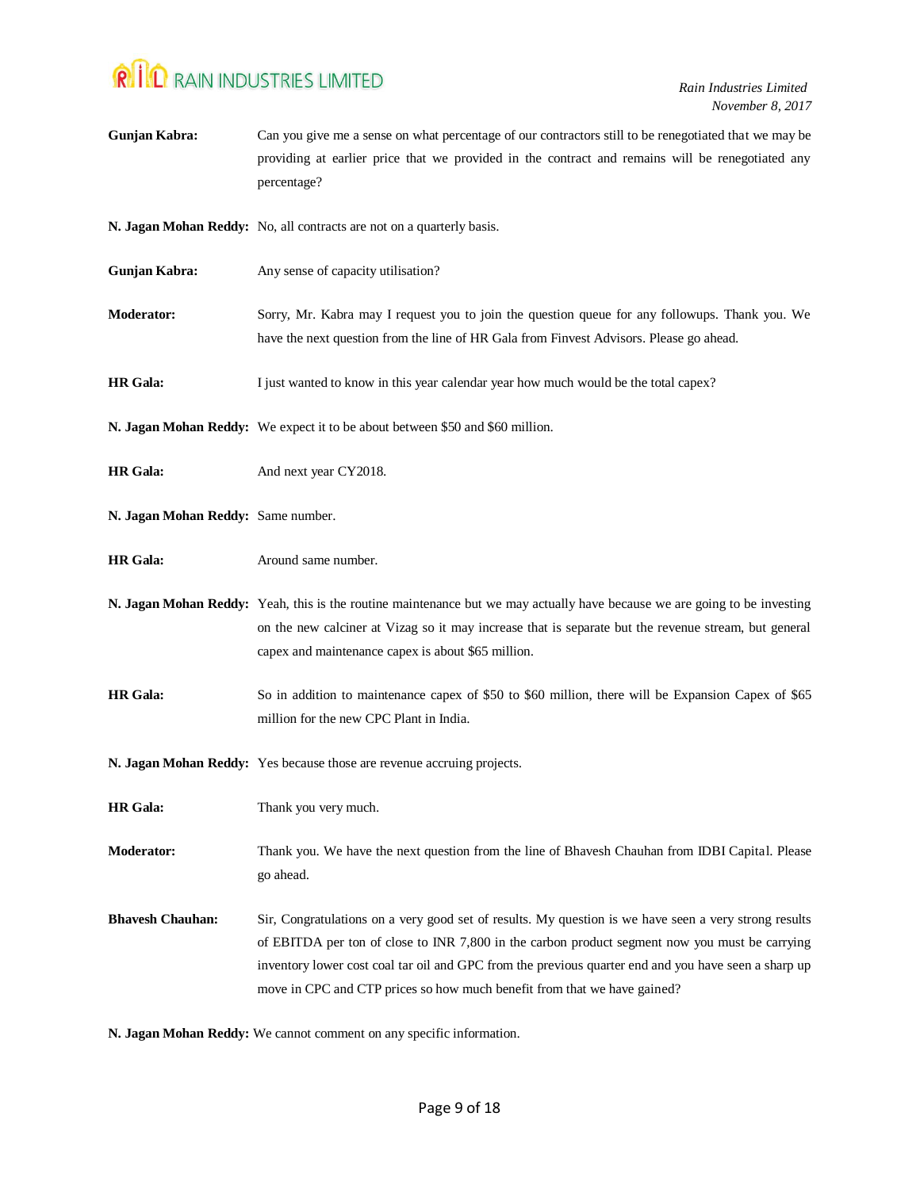**Gunjan Kabra:** Can you give me a sense on what percentage of our contractors still to be renegotiated that we may be providing at earlier price that we provided in the contract and remains will be renegotiated any percentage?

**N. Jagan Mohan Reddy:** No, all contracts are not on a quarterly basis.

**Gunjan Kabra:** Any sense of capacity utilisation?

**Moderator:** Sorry, Mr. Kabra may I request you to join the question queue for any followups. Thank you. We have the next question from the line of HR Gala from Finvest Advisors. Please go ahead.

**HR Gala:** I just wanted to know in this year calendar year how much would be the total capex?

**N. Jagan Mohan Reddy:** We expect it to be about between $50 and $60 million.

**HR Gala:** And next year CY2018.

**N. Jagan Mohan Reddy:** Same number.

**HR Gala:** Around same number.

**N. Jagan Mohan Reddy:** Yeah, this is the routine maintenance but we may actually have because we are going to be investing on the new calciner at Vizag so it may increase that is separate but the revenue stream, but general capex and maintenance capex is about $65 million.

**HR Gala:** So in addition to maintenance capex of $50 to $60 million, there will be Expansion Capex of $65 million for the new CPC Plant in India.

**N. Jagan Mohan Reddy:** Yes because those are revenue accruing projects.

**HR Gala:** Thank you very much.

**Moderator:** Thank you. We have the next question from the line of Bhavesh Chauhan from IDBI Capital. Please go ahead.

**Bhavesh Chauhan:** Sir, Congratulations on a very good set of results. My question is we have seen a very strong results of EBITDA per ton of close to INR 7,800 in the carbon product segment now you must be carrying inventory lower cost coal tar oil and GPC from the previous quarter end and you have seen a sharp up move in CPC and CTP prices so how much benefit from that we have gained?

**N. Jagan Mohan Reddy:** We cannot comment on any specific information.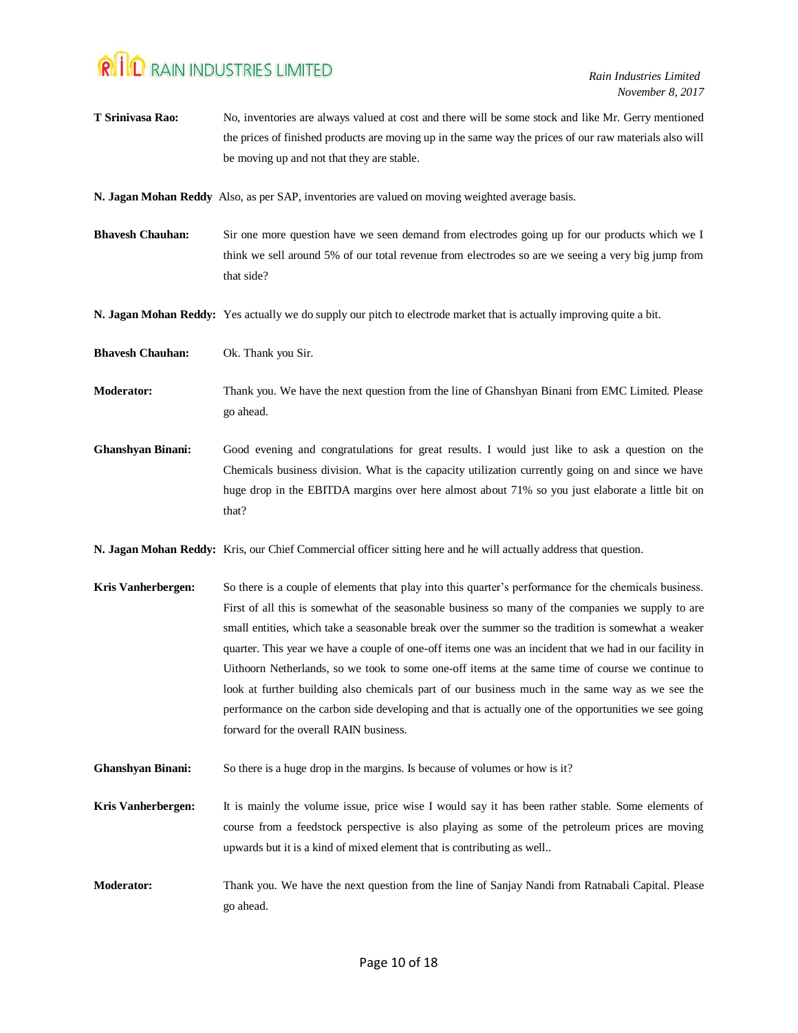**T Srinivasa Rao:** No, inventories are always valued at cost and there will be some stock and like Mr. Gerry mentioned the prices of finished products are moving up in the same way the prices of our raw materials also will be moving up and not that they are stable.

**N. Jagan Mohan Reddy** Also, as per SAP, inventories are valued on moving weighted average basis.

**Bhavesh Chauhan:** Sir one more question have we seen demand from electrodes going up for our products which we I think we sell around 5% of our total revenue from electrodes so are we seeing a very big jump from that side?

**N. Jagan Mohan Reddy:** Yes actually we do supply our pitch to electrode market that is actually improving quite a bit.

**Bhavesh Chauhan:** Ok. Thank you Sir.

**Moderator:** Thank you. We have the next question from the line of Ghanshyan Binani from EMC Limited. Please go ahead.

**Ghanshyan Binani:** Good evening and congratulations for great results. I would just like to ask a question on the Chemicals business division. What is the capacity utilization currently going on and since we have huge drop in the EBITDA margins over here almost about 71% so you just elaborate a little bit on that?

**N. Jagan Mohan Reddy:** Kris, our Chief Commercial officer sitting here and he will actually address that question.

**Kris Vanherbergen:** So there is a couple of elements that play into this quarter's performance for the chemicals business. First of all this is somewhat of the seasonable business so many of the companies we supply to are small entities, which take a seasonable break over the summer so the tradition is somewhat a weaker quarter. This year we have a couple of one-off items one was an incident that we had in our facility in Uithoorn Netherlands, so we took to some one-off items at the same time of course we continue to look at further building also chemicals part of our business much in the same way as we see the performance on the carbon side developing and that is actually one of the opportunities we see going forward for the overall RAIN business.

**Ghanshyan Binani:** So there is a huge drop in the margins. Is because of volumes or how is it?

**Kris Vanherbergen:** It is mainly the volume issue, price wise I would say it has been rather stable. Some elements of course from a feedstock perspective is also playing as some of the petroleum prices are moving upwards but it is a kind of mixed element that is contributing as well..

**Moderator:** Thank you. We have the next question from the line of Sanjay Nandi from Ratnabali Capital. Please go ahead.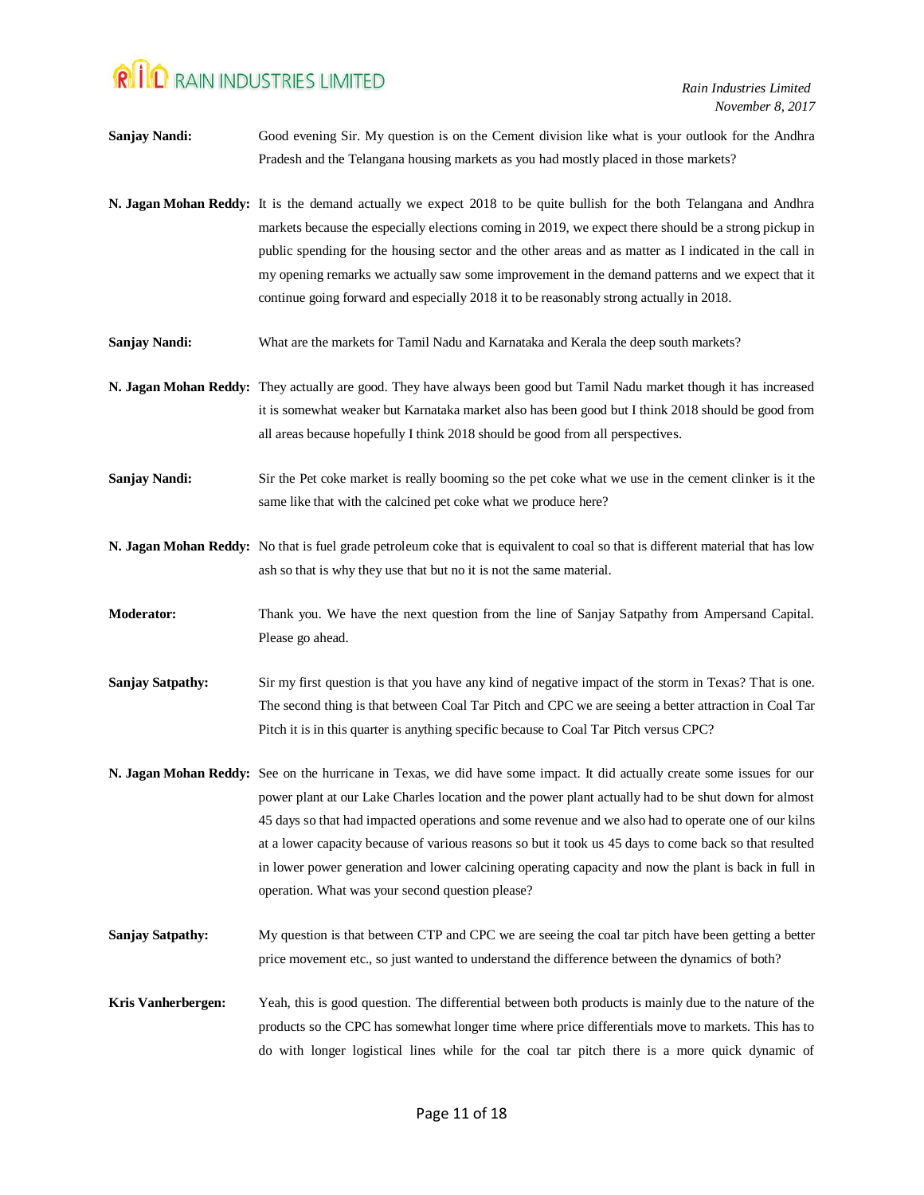**Sanjay Nandi:** Good evening Sir. My question is on the Cement division like what is your outlook for the Andhra Pradesh and the Telangana housing markets as you had mostly placed in those markets?

**N. Jagan Mohan Reddy:** It is the demand actually we expect 2018 to be quite bullish for the both Telangana and Andhra markets because the especially elections coming in 2019, we expect there should be a strong pickup in public spending for the housing sector and the other areas and as matter as I indicated in the call in my opening remarks we actually saw some improvement in the demand patterns and we expect that it continue going forward and especially 2018 it to be reasonably strong actually in 2018.

**Sanjay Nandi:** What are the markets for Tamil Nadu and Karnataka and Kerala the deep south markets?

**N. Jagan Mohan Reddy:** They actually are good. They have always been good but Tamil Nadu market though it has increased it is somewhat weaker but Karnataka market also has been good but I think 2018 should be good from all areas because hopefully I think 2018 should be good from all perspectives.

**Sanjay Nandi:** Sir the Pet coke market is really booming so the pet coke what we use in the cement clinker is it the same like that with the calcined pet coke what we produce here?

**N. Jagan Mohan Reddy:** No that is fuel grade petroleum coke that is equivalent to coal so that is different material that has low ash so that is why they use that but no it is not the same material.

**Moderator:** Thank you. We have the next question from the line of Sanjay Satpathy from Ampersand Capital. Please go ahead.

**Sanjay Satpathy:** Sir my first question is that you have any kind of negative impact of the storm in Texas? That is one. The second thing is that between Coal Tar Pitch and CPC we are seeing a better attraction in Coal Tar Pitch it is in this quarter is anything specific because to Coal Tar Pitch versus CPC?

**N. Jagan Mohan Reddy:** See on the hurricane in Texas, we did have some impact. It did actually create some issues for our power plant at our Lake Charles location and the power plant actually had to be shut down for almost 45 days so that had impacted operations and some revenue and we also had to operate one of our kilns at a lower capacity because of various reasons so but it took us 45 days to come back so that resulted in lower power generation and lower calcining operating capacity and now the plant is back in full in operation. What was your second question please?

**Sanjay Satpathy:** My question is that between CTP and CPC we are seeing the coal tar pitch have been getting a better price movement etc., so just wanted to understand the difference between the dynamics of both?

**Kris Vanherbergen:** Yeah, this is good question. The differential between both products is mainly due to the nature of the products so the CPC has somewhat longer time where price differentials move to markets. This has to do with longer logistical lines while for the coal tar pitch there is a more quick dynamic of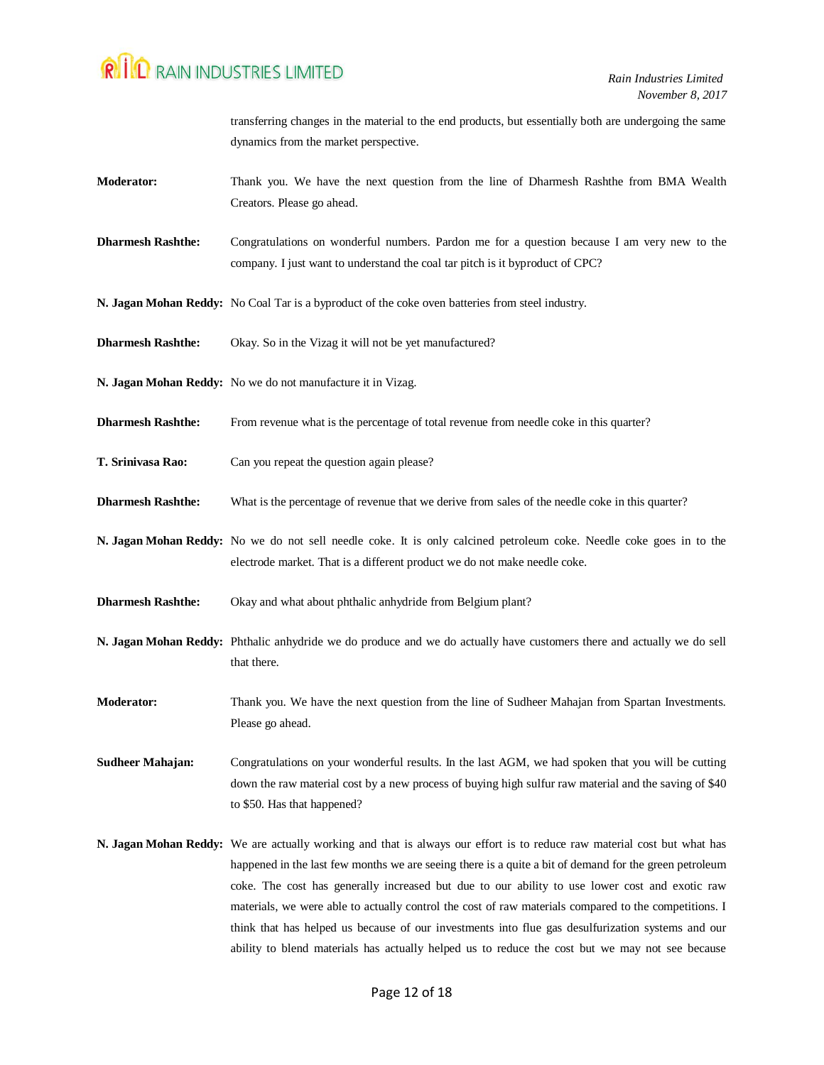transferring changes in the material to the end products, but essentially both are undergoing the same dynamics from the market perspective.

**Moderator:** Thank you. We have the next question from the line of Dharmesh Rashthe from BMA Wealth Creators. Please go ahead.

**Dharmesh Rashthe:** Congratulations on wonderful numbers. Pardon me for a question because I am very new to the company. I just want to understand the coal tar pitch is it byproduct of CPC?

**N. Jagan Mohan Reddy:** No Coal Tar is a byproduct of the coke oven batteries from steel industry.

**Dharmesh Rashthe:** Okay. So in the Vizag it will not be yet manufactured?

**N. Jagan Mohan Reddy:** No we do not manufacture it in Vizag.

**Dharmesh Rashthe:** From revenue what is the percentage of total revenue from needle coke in this quarter?

**T. Srinivasa Rao:** Can you repeat the question again please?

**Dharmesh Rashthe:** What is the percentage of revenue that we derive from sales of the needle coke in this quarter?

**N. Jagan Mohan Reddy:** No we do not sell needle coke. It is only calcined petroleum coke. Needle coke goes in to the electrode market. That is a different product we do not make needle coke.

**Dharmesh Rashthe:** Okay and what about phthalic anhydride from Belgium plant?

**N. Jagan Mohan Reddy:** Phthalic anhydride we do produce and we do actually have customers there and actually we do sell that there.

**Moderator:** Thank you. We have the next question from the line of Sudheer Mahajan from Spartan Investments. Please go ahead.

**Sudheer Mahajan:** Congratulations on your wonderful results. In the last AGM, we had spoken that you will be cutting down the raw material cost by a new process of buying high sulfur raw material and the saving of $40 to $50. Has that happened?

**N. Jagan Mohan Reddy:** We are actually working and that is always our effort is to reduce raw material cost but what has happened in the last few months we are seeing there is a quite a bit of demand for the green petroleum coke. The cost has generally increased but due to our ability to use lower cost and exotic raw materials, we were able to actually control the cost of raw materials compared to the competitions. I think that has helped us because of our investments into flue gas desulfurization systems and our ability to blend materials has actually helped us to reduce the cost but we may not see because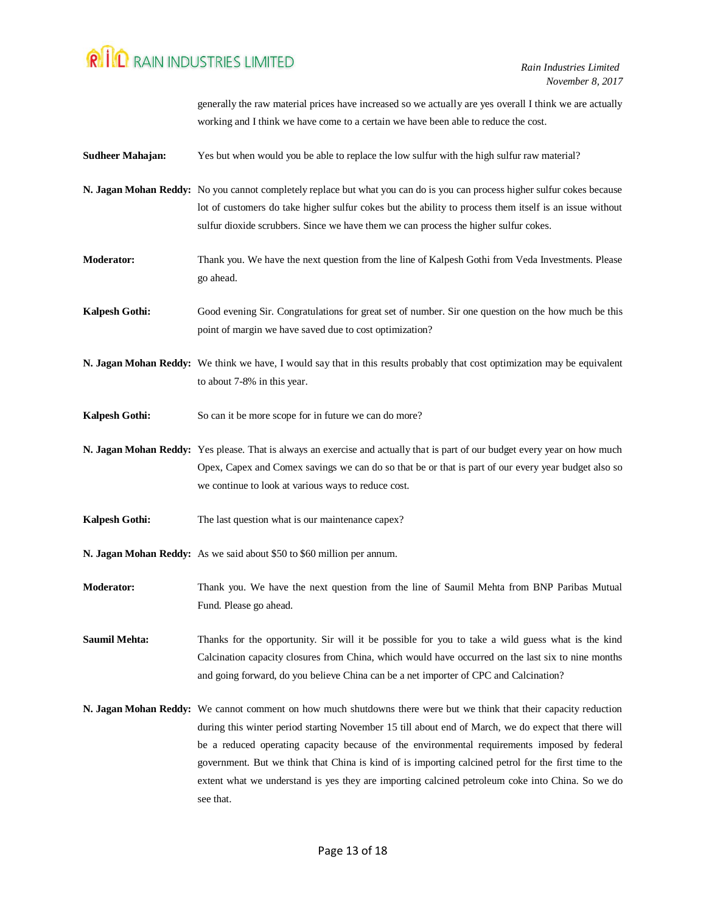generally the raw material prices have increased so we actually are yes overall I think we are actually working and I think we have come to a certain we have been able to reduce the cost.

**Sudheer Mahajan:** Yes but when would you be able to replace the low sulfur with the high sulfur raw material?

**N. Jagan Mohan Reddy:** No you cannot completely replace but what you can do is you can process higher sulfur cokes because lot of customers do take higher sulfur cokes but the ability to process them itself is an issue without sulfur dioxide scrubbers. Since we have them we can process the higher sulfur cokes.

**Moderator:** Thank you. We have the next question from the line of Kalpesh Gothi from Veda Investments. Please go ahead.

**Kalpesh Gothi:** Good evening Sir. Congratulations for great set of number. Sir one question on the how much be this point of margin we have saved due to cost optimization?

**N. Jagan Mohan Reddy:** We think we have, I would say that in this results probably that cost optimization may be equivalent to about 7-8% in this year.

**Kalpesh Gothi:** So can it be more scope for in future we can do more?

**N. Jagan Mohan Reddy:** Yes please. That is always an exercise and actually that is part of our budget every year on how much Opex, Capex and Comex savings we can do so that be or that is part of our every year budget also so we continue to look at various ways to reduce cost.

**Kalpesh Gothi:** The last question what is our maintenance capex?

**N. Jagan Mohan Reddy:** As we said about $50 to $60 million per annum.

**Moderator:** Thank you. We have the next question from the line of Saumil Mehta from BNP Paribas Mutual Fund. Please go ahead.

**Saumil Mehta:** Thanks for the opportunity. Sir will it be possible for you to take a wild guess what is the kind Calcination capacity closures from China, which would have occurred on the last six to nine months and going forward, do you believe China can be a net importer of CPC and Calcination?

**N. Jagan Mohan Reddy:** We cannot comment on how much shutdowns there were but we think that their capacity reduction during this winter period starting November 15 till about end of March, we do expect that there will be a reduced operating capacity because of the environmental requirements imposed by federal government. But we think that China is kind of is importing calcined petrol for the first time to the extent what we understand is yes they are importing calcined petroleum coke into China. So we do see that.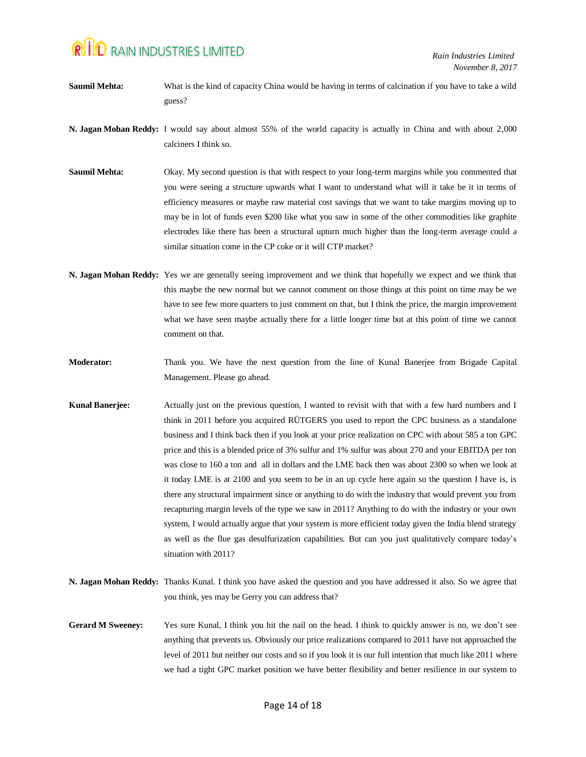**Saumil Mehta:** What is the kind of capacity China would be having in terms of calcination if you have to take a wild guess?

**N. Jagan Mohan Reddy:** I would say about almost 55% of the world capacity is actually in China and with about 2,000 calciners I think so.

**Saumil Mehta:** Okay. My second question is that with respect to your long-term margins while you commented that you were seeing a structure upwards what I want to understand what will it take be it in terms of efficiency measures or maybe raw material cost savings that we want to take margins moving up to may be in lot of funds even $200 like what you saw in some of the other commodities like graphite electrodes like there has been a structural upturn much higher than the long-term average could a similar situation come in the CP coke or it will CTP market?

**N. Jagan Mohan Reddy:** Yes we are generally seeing improvement and we think that hopefully we expect and we think that this maybe the new normal but we cannot comment on those things at this point on time may be we have to see few more quarters to just comment on that, but I think the price, the margin improvement what we have seen maybe actually there for a little longer time but at this point of time we cannot comment on that.

**Moderator:** Thank you. We have the next question from the line of Kunal Banerjee from Brigade Capital Management. Please go ahead.

**Kunal Banerjee:** Actually just on the previous question, I wanted to revisit with that with a few hard numbers and I think in 2011 before you acquired RÜTGERS you used to report the CPC business as a standalone business and I think back then if you look at your price realization on CPC with about 585 a ton GPC price and this is a blended price of 3% sulfur and 1% sulfur was about 270 and your EBITDA per ton was close to 160 a ton and all in dollars and the LME back then was about 2300 so when we look at it today LME is at 2100 and you seem to be in an up cycle here again so the question I have is, is there any structural impairment since or anything to do with the industry that would prevent you from recapturing margin levels of the type we saw in 2011? Anything to do with the industry or your own system, I would actually argue that your system is more efficient today given the India blend strategy as well as the flue gas desulfurization capabilities. But can you just qualitatively compare today's situation with 2011?

**N. Jagan Mohan Reddy:** Thanks Kunal. I think you have asked the question and you have addressed it also. So we agree that you think, yes may be Gerry you can address that?

**Gerard M Sweeney:** Yes sure Kunal, I think you hit the nail on the head. I think to quickly answer is no, we don't see anything that prevents us. Obviously our price realizations compared to 2011 have not approached the level of 2011 but neither our costs and so if you look it is our full intention that much like 2011 where we had a tight GPC market position we have better flexibility and better resilience in our system to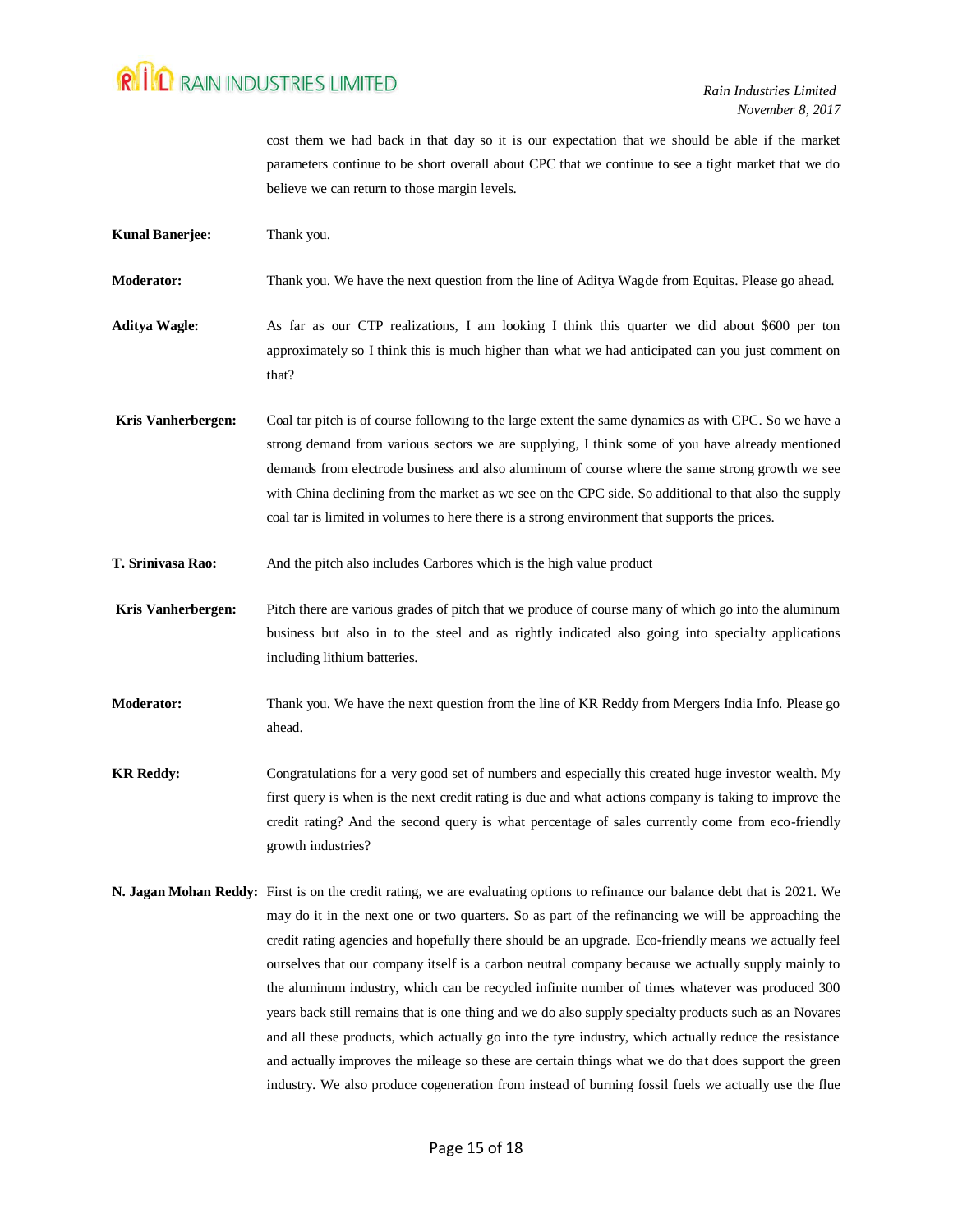cost them we had back in that day so it is our expectation that we should be able if the market parameters continue to be short overall about CPC that we continue to see a tight market that we do believe we can return to those margin levels.

**Kunal Banerjee:** Thank you.

**Moderator:** Thank you. We have the next question from the line of Aditya Wagde from Equitas. Please go ahead.

**Aditya Wagle:** As far as our CTP realizations, I am looking I think this quarter we did about $600 per ton approximately so I think this is much higher than what we had anticipated can you just comment on that?

**Kris Vanherbergen:** Coal tar pitch is of course following to the large extent the same dynamics as with CPC. So we have a strong demand from various sectors we are supplying, I think some of you have already mentioned demands from electrode business and also aluminum of course where the same strong growth we see with China declining from the market as we see on the CPC side. So additional to that also the supply coal tar is limited in volumes to here there is a strong environment that supports the prices.

**T. Srinivasa Rao:** And the pitch also includes Carbores which is the high value product

**Kris Vanherbergen:** Pitch there are various grades of pitch that we produce of course many of which go into the aluminum business but also in to the steel and as rightly indicated also going into specialty applications including lithium batteries.

**Moderator:** Thank you. We have the next question from the line of KR Reddy from Mergers India Info. Please go ahead.

**KR Reddy:** Congratulations for a very good set of numbers and especially this created huge investor wealth. My first query is when is the next credit rating is due and what actions company is taking to improve the credit rating? And the second query is what percentage of sales currently come from eco-friendly growth industries?

**N. Jagan Mohan Reddy:** First is on the credit rating, we are evaluating options to refinance our balance debt that is 2021. We may do it in the next one or two quarters. So as part of the refinancing we will be approaching the credit rating agencies and hopefully there should be an upgrade. Eco-friendly means we actually feel ourselves that our company itself is a carbon neutral company because we actually supply mainly to the aluminum industry, which can be recycled infinite number of times whatever was produced 300 years back still remains that is one thing and we do also supply specialty products such as an Novares and all these products, which actually go into the tyre industry, which actually reduce the resistance and actually improves the mileage so these are certain things what we do that does support the green industry. We also produce cogeneration from instead of burning fossil fuels we actually use the flue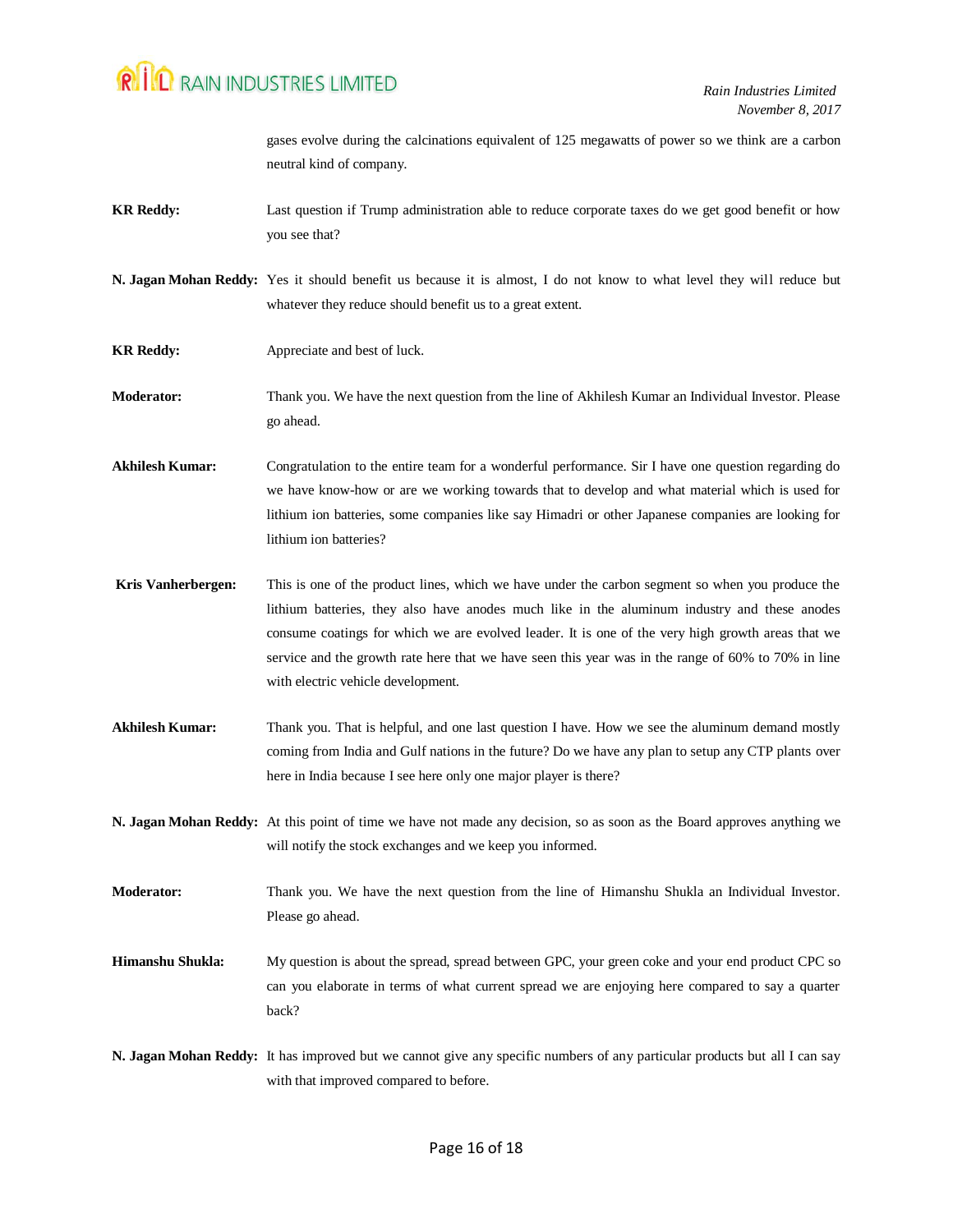gases evolve during the calcinations equivalent of 125 megawatts of power so we think are a carbon neutral kind of company.

**KR Reddy:** Last question if Trump administration able to reduce corporate taxes do we get good benefit or how you see that?

**N. Jagan Mohan Reddy:** Yes it should benefit us because it is almost, I do not know to what level they will reduce but whatever they reduce should benefit us to a great extent.

**KR Reddy:** Appreciate and best of luck.

**Moderator:** Thank you. We have the next question from the line of Akhilesh Kumar an Individual Investor. Please go ahead.

**Akhilesh Kumar:** Congratulation to the entire team for a wonderful performance. Sir I have one question regarding do we have know-how or are we working towards that to develop and what material which is used for lithium ion batteries, some companies like say Himadri or other Japanese companies are looking for lithium ion batteries?

**Kris Vanherbergen:** This is one of the product lines, which we have under the carbon segment so when you produce the lithium batteries, they also have anodes much like in the aluminum industry and these anodes consume coatings for which we are evolved leader. It is one of the very high growth areas that we service and the growth rate here that we have seen this year was in the range of 60% to 70% in line with electric vehicle development.

**Akhilesh Kumar:** Thank you. That is helpful, and one last question I have. How we see the aluminum demand mostly coming from India and Gulf nations in the future? Do we have any plan to setup any CTP plants over here in India because I see here only one major player is there?

**N. Jagan Mohan Reddy:** At this point of time we have not made any decision, so as soon as the Board approves anything we will notify the stock exchanges and we keep you informed.

**Moderator:** Thank you. We have the next question from the line of Himanshu Shukla an Individual Investor. Please go ahead.

**Himanshu Shukla:** My question is about the spread, spread between GPC, your green coke and your end product CPC so can you elaborate in terms of what current spread we are enjoying here compared to say a quarter back?

**N. Jagan Mohan Reddy:** It has improved but we cannot give any specific numbers of any particular products but all I can say with that improved compared to before.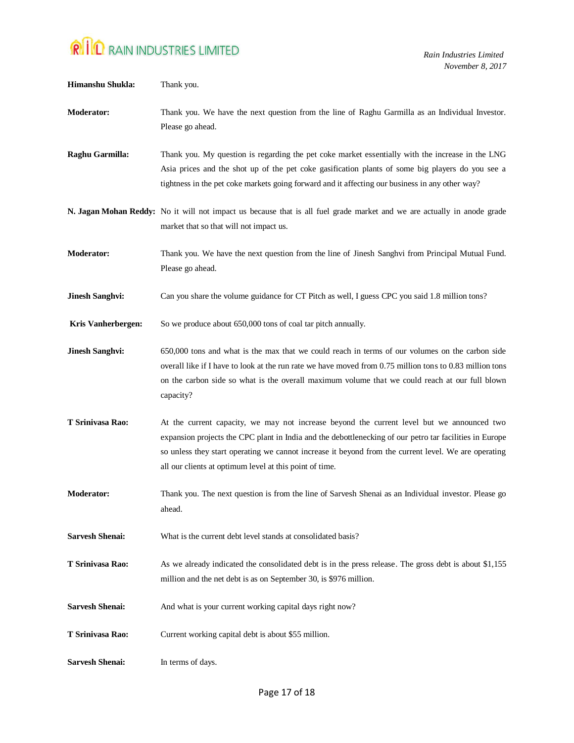**Himanshu Shukla:** Thank you.

**Moderator:** Thank you. We have the next question from the line of Raghu Garmilla as an Individual Investor. Please go ahead.

**Raghu Garmilla:** Thank you. My question is regarding the pet coke market essentially with the increase in the LNG Asia prices and the shot up of the pet coke gasification plants of some big players do you see a tightness in the pet coke markets going forward and it affecting our business in any other way?

**N. Jagan Mohan Reddy:** No it will not impact us because that is all fuel grade market and we are actually in anode grade market that so that will not impact us.

**Moderator:** Thank you. We have the next question from the line of Jinesh Sanghvi from Principal Mutual Fund. Please go ahead.

**Jinesh Sanghvi:** Can you share the volume guidance for CT Pitch as well, I guess CPC you said 1.8 million tons?

**Kris Vanherbergen:** So we produce about 650,000 tons of coal tar pitch annually.

**Jinesh Sanghvi:** 650,000 tons and what is the max that we could reach in terms of our volumes on the carbon side overall like if I have to look at the run rate we have moved from 0.75 million tons to 0.83 million tons on the carbon side so what is the overall maximum volume that we could reach at our full blown capacity?

**T Srinivasa Rao:** At the current capacity, we may not increase beyond the current level but we announced two expansion projects the CPC plant in India and the debottlenecking of our petro tar facilities in Europe so unless they start operating we cannot increase it beyond from the current level. We are operating all our clients at optimum level at this point of time.

**Moderator:** Thank you. The next question is from the line of Sarvesh Shenai as an Individual investor. Please go ahead.

**Sarvesh Shenai:** What is the current debt level stands at consolidated basis?

**T Srinivasa Rao:** As we already indicated the consolidated debt is in the press release. The gross debt is about $1,155 million and the net debt is as on September 30, is $976 million.

**Sarvesh Shenai:** And what is your current working capital days right now?

**T Srinivasa Rao:** Current working capital debt is about $55 million.

**Sarvesh Shenai:** In terms of days.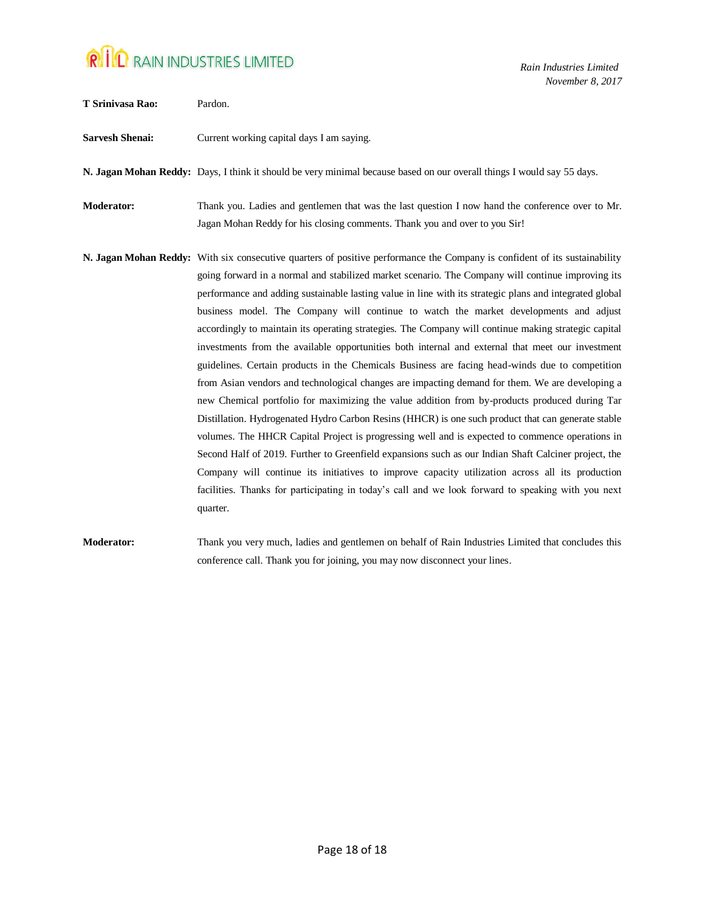**T Srinivasa Rao:** Pardon.

**Sarvesh Shenai:** Current working capital days I am saying.

**N. Jagan Mohan Reddy:** Days, I think it should be very minimal because based on our overall things I would say 55 days.

**Moderator:** Thank you. Ladies and gentlemen that was the last question I now hand the conference over to Mr. Jagan Mohan Reddy for his closing comments. Thank you and over to you Sir!

**N. Jagan Mohan Reddy:** With six consecutive quarters of positive performance the Company is confident of its sustainability going forward in a normal and stabilized market scenario. The Company will continue improving its performance and adding sustainable lasting value in line with its strategic plans and integrated global business model. The Company will continue to watch the market developments and adjust accordingly to maintain its operating strategies. The Company will continue making strategic capital investments from the available opportunities both internal and external that meet our investment guidelines. Certain products in the Chemicals Business are facing head-winds due to competition from Asian vendors and technological changes are impacting demand for them. We are developing a new Chemical portfolio for maximizing the value addition from by-products produced during Tar Distillation. Hydrogenated Hydro Carbon Resins (HHCR) is one such product that can generate stable volumes. The HHCR Capital Project is progressing well and is expected to commence operations in Second Half of 2019. Further to Greenfield expansions such as our Indian Shaft Calciner project, the Company will continue its initiatives to improve capacity utilization across all its production facilities. Thanks for participating in today's call and we look forward to speaking with you next quarter.

**Moderator:** Thank you very much, ladies and gentlemen on behalf of Rain Industries Limited that concludes this conference call. Thank you for joining, you may now disconnect your lines.